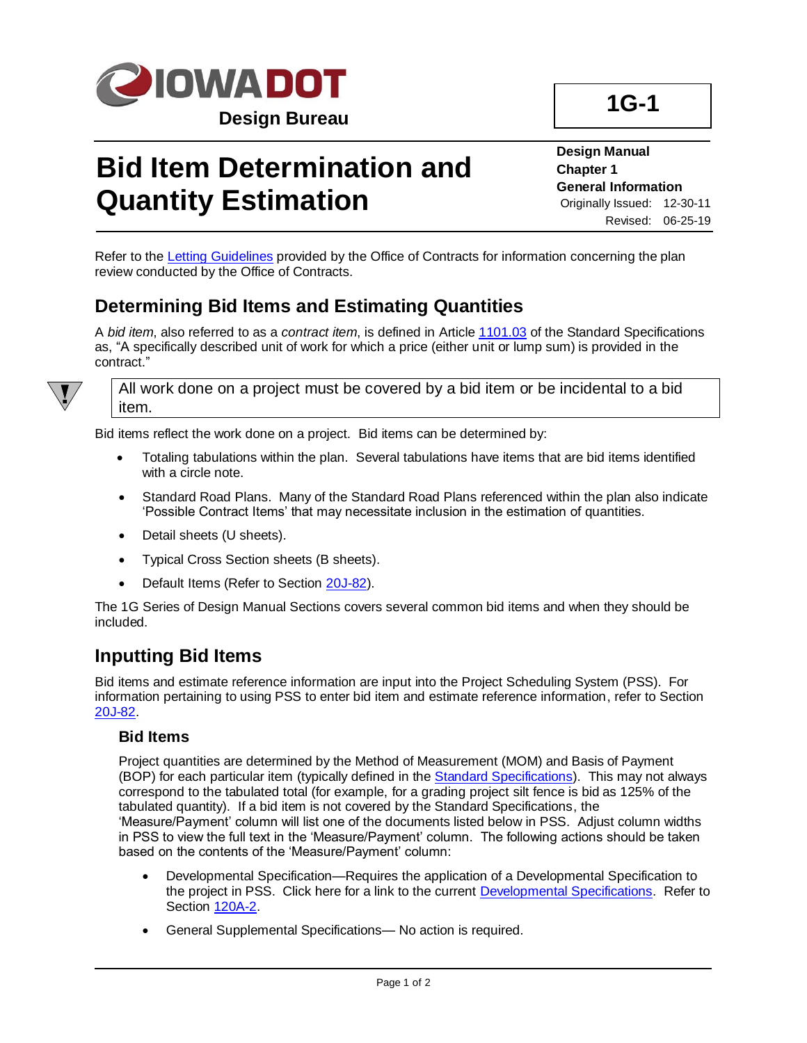**Design Bureau**

**1G-1**

# Bid Item Determination and Quantity Estimation

**Design Manual**
**Chapter 1**
**General Information**
Originally Issued: 12-30-11
Revised: 06-25-19

Refer to the Letting Guidelines provided by the Office of Contracts for information concerning the plan review conducted by the Office of Contracts.

## Determining Bid Items and Estimating Quantities

A *bid item*, also referred to as a *contract item*, is defined in Article 1101.03 of the Standard Specifications as, "A specifically described unit of work for which a price (either unit or lump sum) is provided in the contract."

> All work done on a project must be covered by a bid item or be incidental to a bid item.

Bid items reflect the work done on a project. Bid items can be determined by:

- Totaling tabulations within the plan. Several tabulations have items that are bid items identified with a circle note.
- Standard Road Plans. Many of the Standard Road Plans referenced within the plan also indicate 'Possible Contract Items' that may necessitate inclusion in the estimation of quantities.
- Detail sheets (U sheets).
- Typical Cross Section sheets (B sheets).
- Default Items (Refer to Section 20J-82).

The 1G Series of Design Manual Sections covers several common bid items and when they should be included.

## Inputting Bid Items

Bid items and estimate reference information are input into the Project Scheduling System (PSS). For information pertaining to using PSS to enter bid item and estimate reference information, refer to Section 20J-82.

### Bid Items

Project quantities are determined by the Method of Measurement (MOM) and Basis of Payment (BOP) for each particular item (typically defined in the Standard Specifications). This may not always correspond to the tabulated total (for example, for a grading project silt fence is bid as 125% of the tabulated quantity). If a bid item is not covered by the Standard Specifications, the 'Measure/Payment' column will list one of the documents listed below in PSS. Adjust column widths in PSS to view the full text in the 'Measure/Payment' column. The following actions should be taken based on the contents of the 'Measure/Payment' column:

- Developmental Specification—Requires the application of a Developmental Specification to the project in PSS. Click here for a link to the current Developmental Specifications. Refer to Section 120A-2.
- General Supplemental Specifications— No action is required.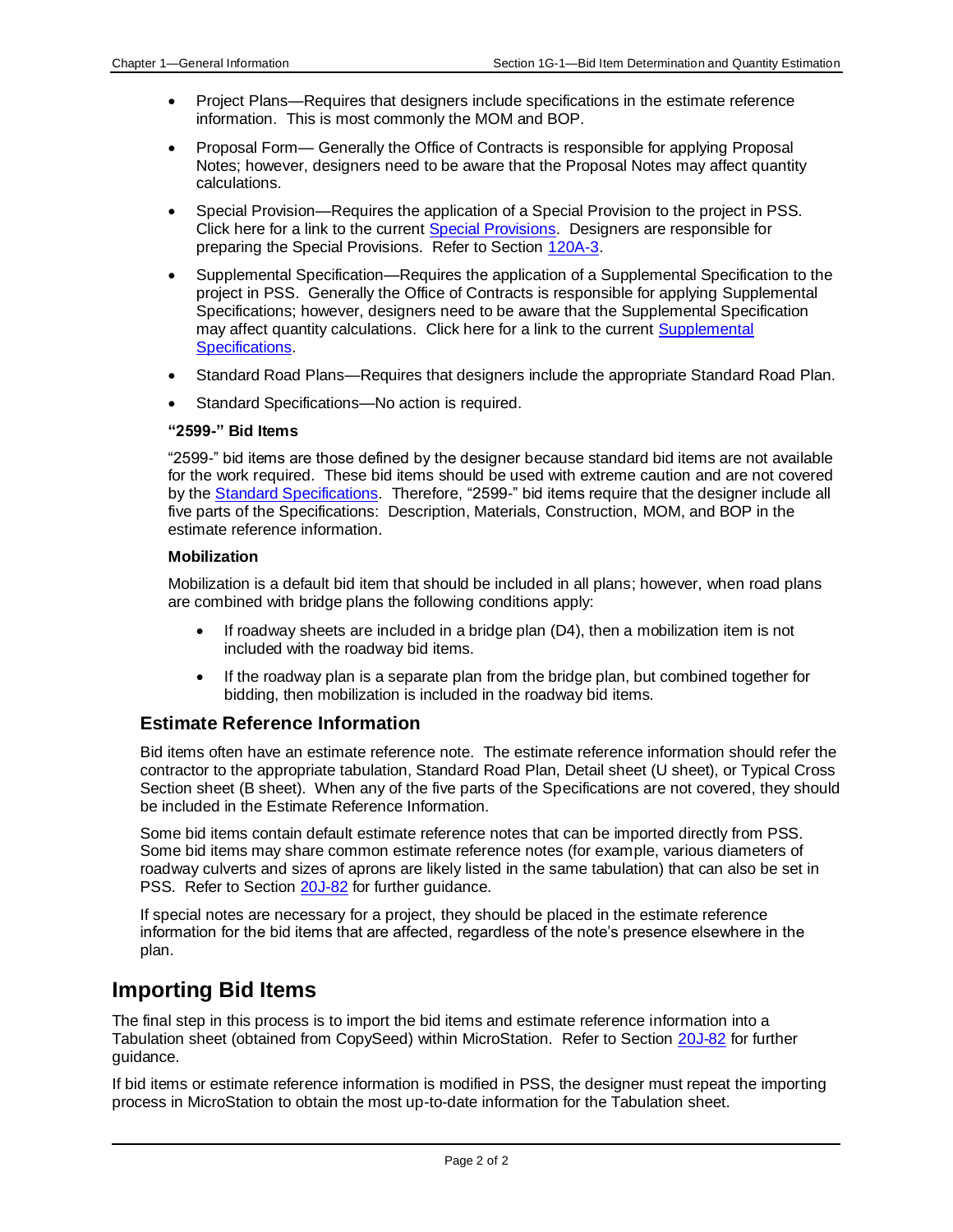- Project Plans—Requires that designers include specifications in the estimate reference information. This is most commonly the MOM and BOP.
- Proposal Form— Generally the Office of Contracts is responsible for applying Proposal Notes; however, designers need to be aware that the Proposal Notes may affect quantity calculations.
- Special Provision—Requires the application of a Special Provision to the project in PSS. Click here for a link to the current Special Provisions. Designers are responsible for preparing the Special Provisions. Refer to Section 120A-3.
- Supplemental Specification—Requires the application of a Supplemental Specification to the project in PSS. Generally the Office of Contracts is responsible for applying Supplemental Specifications; however, designers need to be aware that the Supplemental Specification may affect quantity calculations. Click here for a link to the current Supplemental Specifications.
- Standard Road Plans—Requires that designers include the appropriate Standard Road Plan.
- Standard Specifications—No action is required.

#### "2599-" Bid Items

"2599-" bid items are those defined by the designer because standard bid items are not available for the work required. These bid items should be used with extreme caution and are not covered by the Standard Specifications. Therefore, "2599-" bid items require that the designer include all five parts of the Specifications: Description, Materials, Construction, MOM, and BOP in the estimate reference information.

#### Mobilization

Mobilization is a default bid item that should be included in all plans; however, when road plans are combined with bridge plans the following conditions apply:

- If roadway sheets are included in a bridge plan (D4), then a mobilization item is not included with the roadway bid items.
- If the roadway plan is a separate plan from the bridge plan, but combined together for bidding, then mobilization is included in the roadway bid items.

### Estimate Reference Information

Bid items often have an estimate reference note. The estimate reference information should refer the contractor to the appropriate tabulation, Standard Road Plan, Detail sheet (U sheet), or Typical Cross Section sheet (B sheet). When any of the five parts of the Specifications are not covered, they should be included in the Estimate Reference Information.

Some bid items contain default estimate reference notes that can be imported directly from PSS. Some bid items may share common estimate reference notes (for example, various diameters of roadway culverts and sizes of aprons are likely listed in the same tabulation) that can also be set in PSS. Refer to Section 20J-82 for further guidance.

If special notes are necessary for a project, they should be placed in the estimate reference information for the bid items that are affected, regardless of the note's presence elsewhere in the plan.

## Importing Bid Items

The final step in this process is to import the bid items and estimate reference information into a Tabulation sheet (obtained from CopySeed) within MicroStation. Refer to Section 20J-82 for further guidance.

If bid items or estimate reference information is modified in PSS, the designer must repeat the importing process in MicroStation to obtain the most up-to-date information for the Tabulation sheet.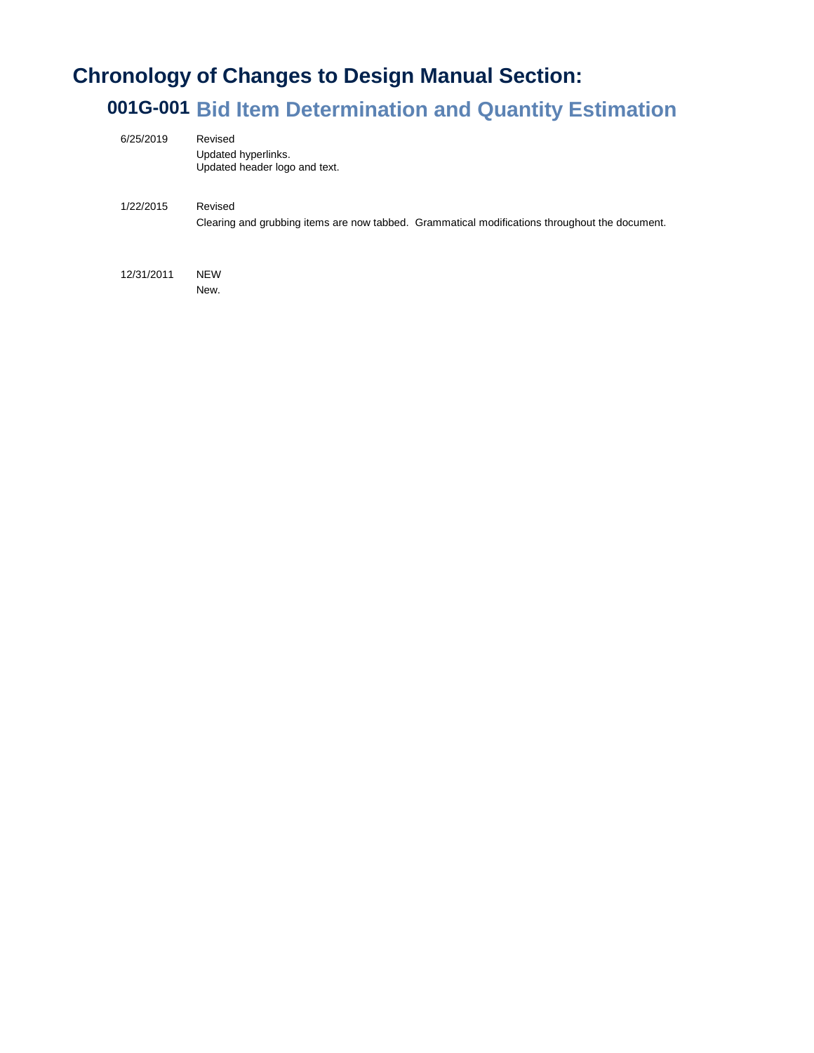# Chronology of Changes to Design Manual Section:

## 001G-001 Bid Item Determination and Quantity Estimation

6/25/2019 Revised

Updated hyperlinks.
Updated header logo and text.

1/22/2015 Revised

Clearing and grubbing items are now tabbed. Grammatical modifications throughout the document.

12/31/2011 NEW

New.